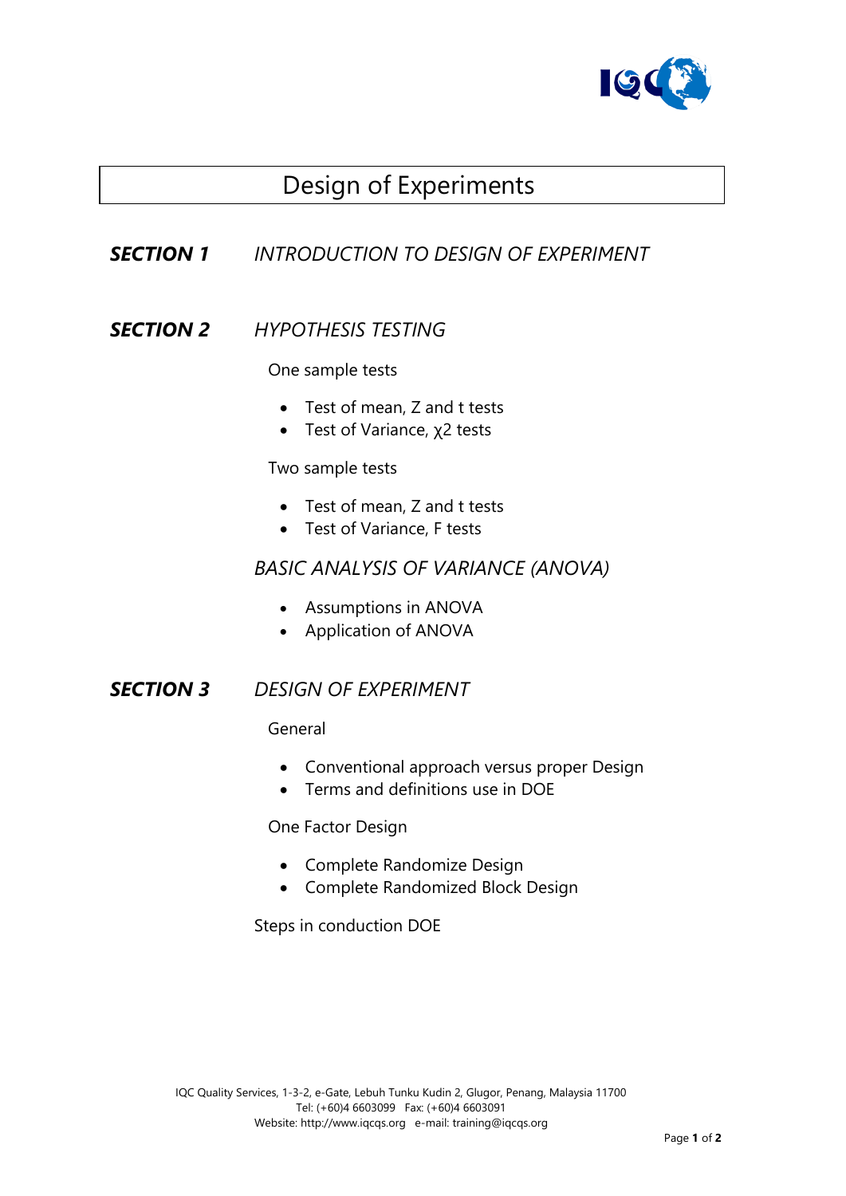# Design of Experiments

## ***SECTION 1*** *INTRODUCTION TO DESIGN OF EXPERIMENT*

## ***SECTION 2*** *HYPOTHESIS TESTING*

One sample tests

- Test of mean, Z and t tests
- Test of Variance, $\chi 2$ tests

Two sample tests

- Test of mean, Z and t tests
- Test of Variance, F tests

### *BASIC ANALYSIS OF VARIANCE (ANOVA)*

- Assumptions in ANOVA
- Application of ANOVA

## ***SECTION 3*** *DESIGN OF EXPERIMENT*

General

- Conventional approach versus proper Design
- Terms and definitions use in DOE

One Factor Design

- Complete Randomize Design
- Complete Randomized Block Design

Steps in conduction DOE

IQC Quality Services, 1-3-2, e-Gate, Lebuh Tunku Kudin 2, Glugor, Penang, Malaysia 11700
Tel: (+60)4 6603099 Fax: (+60)4 6603091
Website: http://www.iqcqs.org e-mail: training@iqcqs.org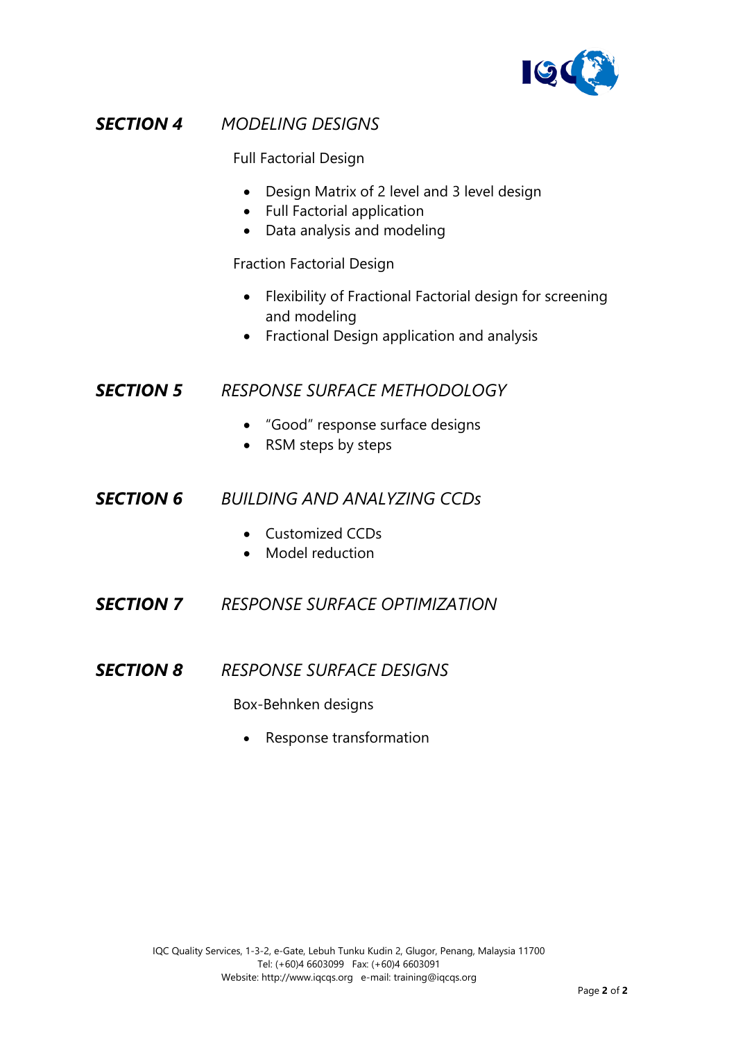## *SECTION 4* *MODELING DESIGNS*

Full Factorial Design

- Design Matrix of 2 level and 3 level design
- Full Factorial application
- Data analysis and modeling

Fraction Factorial Design

- Flexibility of Fractional Factorial design for screening and modeling
- Fractional Design application and analysis

## *SECTION 5* *RESPONSE SURFACE METHODOLOGY*

- "Good" response surface designs
- RSM steps by steps

## *SECTION 6* *BUILDING AND ANALYZING CCDs*

- Customized CCDs
- Model reduction

## *SECTION 7* *RESPONSE SURFACE OPTIMIZATION*

## *SECTION 8* *RESPONSE SURFACE DESIGNS*

Box-Behnken designs

- Response transformation

IQC Quality Services, 1-3-2, e-Gate, Lebuh Tunku Kudin 2, Glugor, Penang, Malaysia 11700
Tel: (+60)4 6603099 Fax: (+60)4 6603091
Website: http://www.iqcqs.org e-mail: training@iqcqs.org